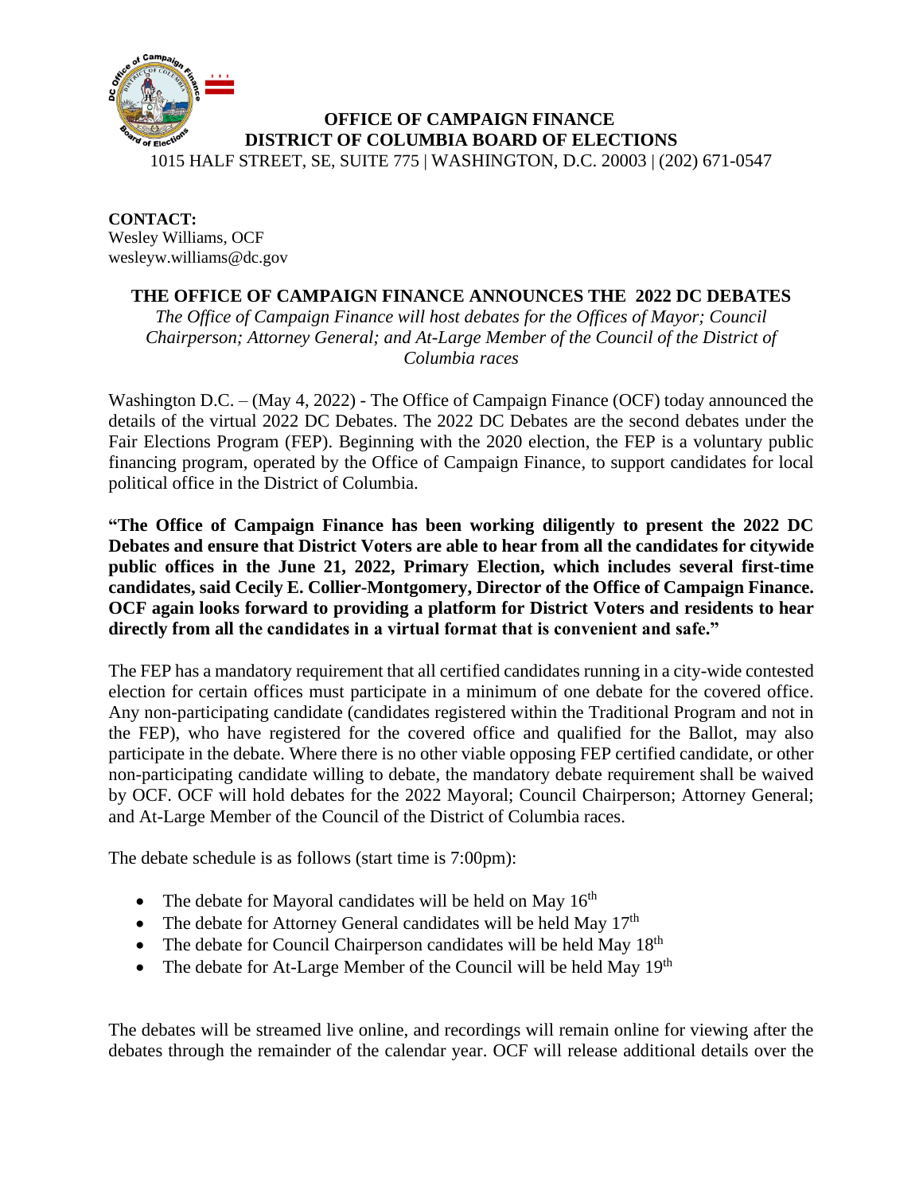**OFFICE OF CAMPAIGN FINANCE**
**DISTRICT OF COLUMBIA BOARD OF ELECTIONS**
1015 HALF STREET, SE, SUITE 775 | WASHINGTON, D.C. 20003 | (202) 671-0547

**CONTACT:**
Wesley Williams, OCF
wesleyw.williams@dc.gov

## THE OFFICE OF CAMPAIGN FINANCE ANNOUNCES THE 2022 DC DEBATES

*The Office of Campaign Finance will host debates for the Offices of Mayor; Council Chairperson; Attorney General; and At-Large Member of the Council of the District of Columbia races*

Washington D.C. – (May 4, 2022) - The Office of Campaign Finance (OCF) today announced the details of the virtual 2022 DC Debates. The 2022 DC Debates are the second debates under the Fair Elections Program (FEP). Beginning with the 2020 election, the FEP is a voluntary public financing program, operated by the Office of Campaign Finance, to support candidates for local political office in the District of Columbia.

**"The Office of Campaign Finance has been working diligently to present the 2022 DC Debates and ensure that District Voters are able to hear from all the candidates for citywide public offices in the June 21, 2022, Primary Election, which includes several first-time candidates, said Cecily E. Collier-Montgomery, Director of the Office of Campaign Finance. OCF again looks forward to providing a platform for District Voters and residents to hear directly from all the candidates in a virtual format that is convenient and safe."**

The FEP has a mandatory requirement that all certified candidates running in a city-wide contested election for certain offices must participate in a minimum of one debate for the covered office. Any non-participating candidate (candidates registered within the Traditional Program and not in the FEP), who have registered for the covered office and qualified for the Ballot, may also participate in the debate. Where there is no other viable opposing FEP certified candidate, or other non-participating candidate willing to debate, the mandatory debate requirement shall be waived by OCF. OCF will hold debates for the 2022 Mayoral; Council Chairperson; Attorney General; and At-Large Member of the Council of the District of Columbia races.

The debate schedule is as follows (start time is 7:00pm):

- The debate for Mayoral candidates will be held on May 16th
- The debate for Attorney General candidates will be held May 17th
- The debate for Council Chairperson candidates will be held May 18th
- The debate for At-Large Member of the Council will be held May 19th

The debates will be streamed live online, and recordings will remain online for viewing after the debates through the remainder of the calendar year. OCF will release additional details over the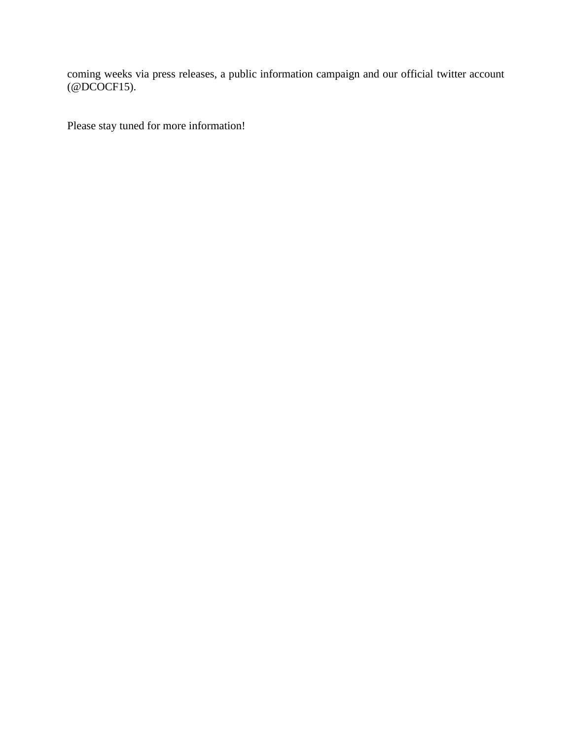coming weeks via press releases, a public information campaign and our official twitter account (@DCOCF15).

Please stay tuned for more information!